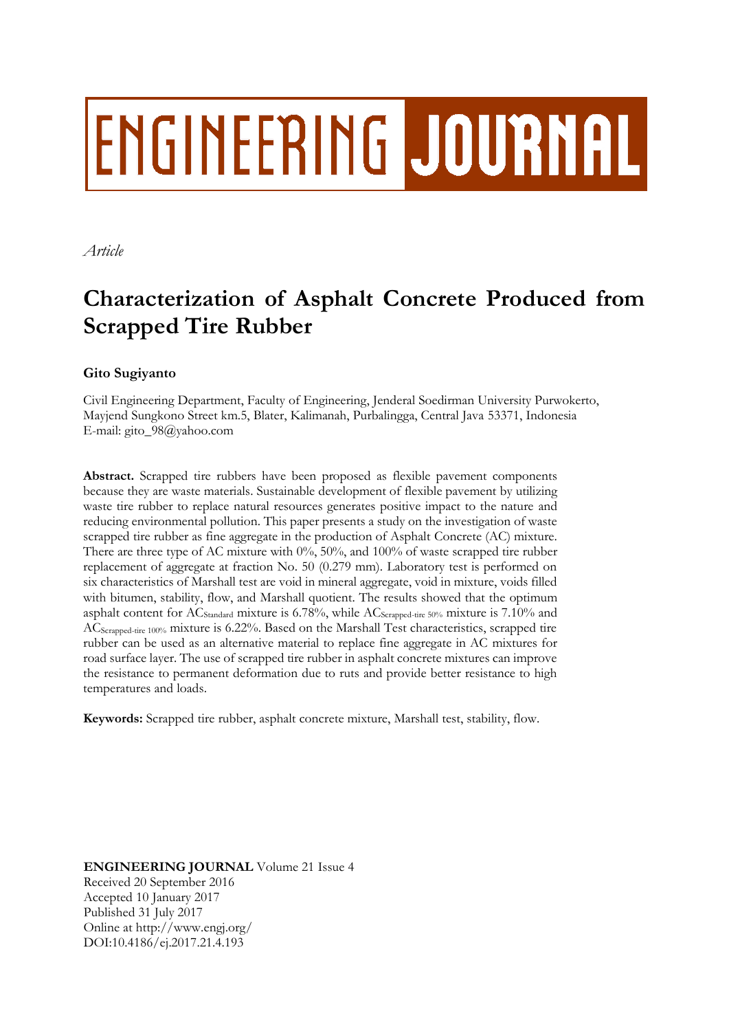# ENGINEERING JOURNAL

*Article*

# Characterization of Asphalt Concrete Produced from Scrapped Tire Rubber

**Gito Sugiyanto**

Civil Engineering Department, Faculty of Engineering, Jenderal Soedirman University Purwokerto, Mayjend Sungkono Street km.5, Blater, Kalimanah, Purbalingga, Central Java 53371, Indonesia
E-mail: gito_98@yahoo.com

**Abstract.** Scrapped tire rubbers have been proposed as flexible pavement components because they are waste materials. Sustainable development of flexible pavement by utilizing waste tire rubber to replace natural resources generates positive impact to the nature and reducing environmental pollution. This paper presents a study on the investigation of waste scrapped tire rubber as fine aggregate in the production of Asphalt Concrete (AC) mixture. There are three type of AC mixture with 0%, 50%, and 100% of waste scrapped tire rubber replacement of aggregate at fraction No. 50 (0.279 mm). Laboratory test is performed on six characteristics of Marshall test are void in mineral aggregate, void in mixture, voids filled with bitumen, stability, flow, and Marshall quotient. The results showed that the optimum asphalt content for $AC_{Standard}$ mixture is 6.78%, while $AC_{Scrapped\text{-}tire\ 50\%}$ mixture is 7.10% and $AC_{Scrapped\text{-}tire\ 100\%}$ mixture is 6.22%. Based on the Marshall Test characteristics, scrapped tire rubber can be used as an alternative material to replace fine aggregate in AC mixtures for road surface layer. The use of scrapped tire rubber in asphalt concrete mixtures can improve the resistance to permanent deformation due to ruts and provide better resistance to high temperatures and loads.

**Keywords:** Scrapped tire rubber, asphalt concrete mixture, Marshall test, stability, flow.

**ENGINEERING JOURNAL** Volume 21 Issue 4
Received 20 September 2016
Accepted 10 January 2017
Published 31 July 2017
Online at http://www.engj.org/
DOI:10.4186/ej.2017.21.4.193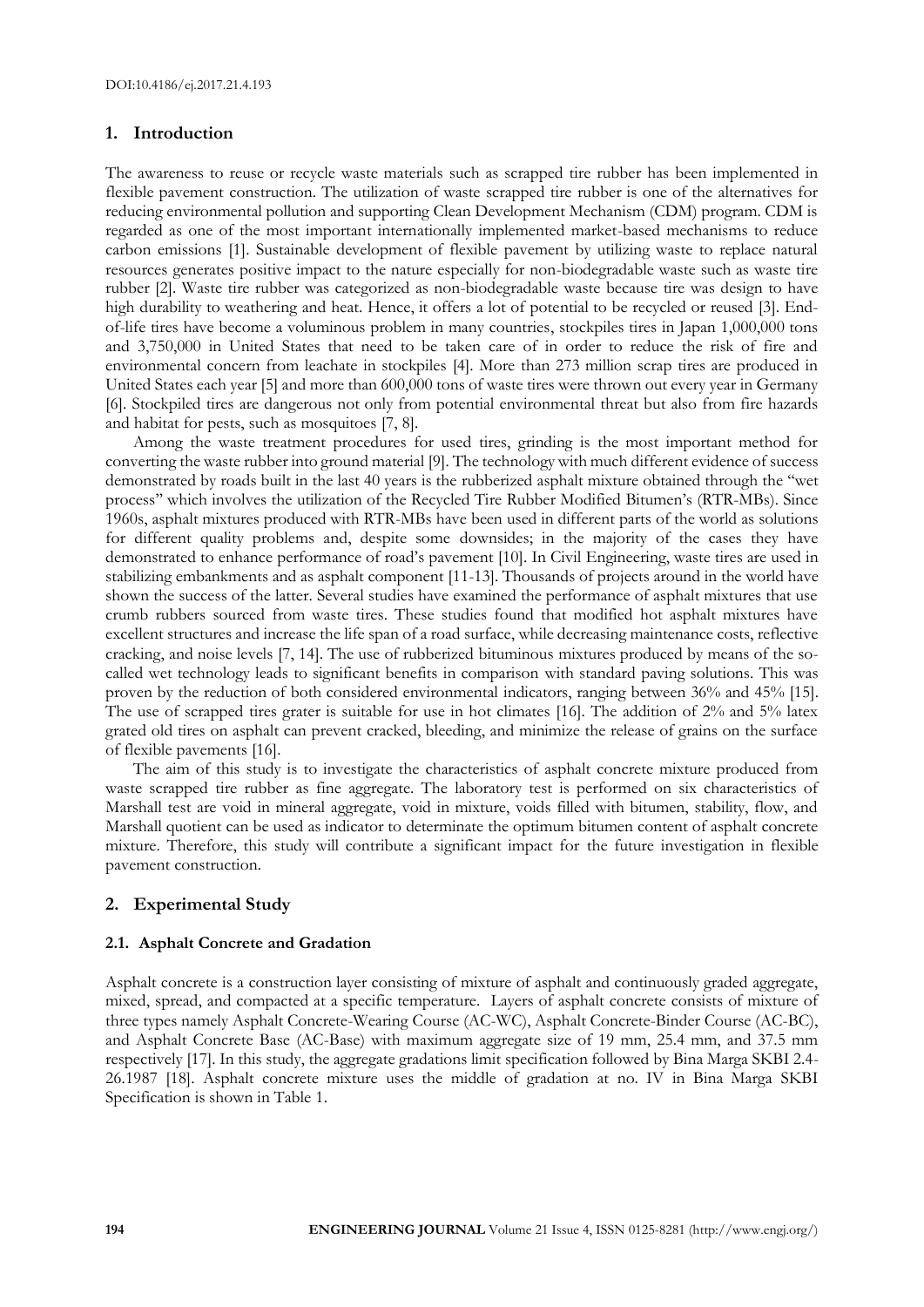## 1. Introduction

The awareness to reuse or recycle waste materials such as scrapped tire rubber has been implemented in flexible pavement construction. The utilization of waste scrapped tire rubber is one of the alternatives for reducing environmental pollution and supporting Clean Development Mechanism (CDM) program. CDM is regarded as one of the most important internationally implemented market-based mechanisms to reduce carbon emissions [1]. Sustainable development of flexible pavement by utilizing waste to replace natural resources generates positive impact to the nature especially for non-biodegradable waste such as waste tire rubber [2]. Waste tire rubber was categorized as non-biodegradable waste because tire was design to have high durability to weathering and heat. Hence, it offers a lot of potential to be recycled or reused [3]. End-of-life tires have become a voluminous problem in many countries, stockpiles tires in Japan 1,000,000 tons and 3,750,000 in United States that need to be taken care of in order to reduce the risk of fire and environmental concern from leachate in stockpiles [4]. More than 273 million scrap tires are produced in United States each year [5] and more than 600,000 tons of waste tires were thrown out every year in Germany [6]. Stockpiled tires are dangerous not only from potential environmental threat but also from fire hazards and habitat for pests, such as mosquitoes [7, 8].

Among the waste treatment procedures for used tires, grinding is the most important method for converting the waste rubber into ground material [9]. The technology with much different evidence of success demonstrated by roads built in the last 40 years is the rubberized asphalt mixture obtained through the "wet process" which involves the utilization of the Recycled Tire Rubber Modified Bitumen's (RTR-MBs). Since 1960s, asphalt mixtures produced with RTR-MBs have been used in different parts of the world as solutions for different quality problems and, despite some downsides; in the majority of the cases they have demonstrated to enhance performance of road's pavement [10]. In Civil Engineering, waste tires are used in stabilizing embankments and as asphalt component [11-13]. Thousands of projects around in the world have shown the success of the latter. Several studies have examined the performance of asphalt mixtures that use crumb rubbers sourced from waste tires. These studies found that modified hot asphalt mixtures have excellent structures and increase the life span of a road surface, while decreasing maintenance costs, reflective cracking, and noise levels [7, 14]. The use of rubberized bituminous mixtures produced by means of the so-called wet technology leads to significant benefits in comparison with standard paving solutions. This was proven by the reduction of both considered environmental indicators, ranging between 36% and 45% [15]. The use of scrapped tires grater is suitable for use in hot climates [16]. The addition of 2% and 5% latex grated old tires on asphalt can prevent cracked, bleeding, and minimize the release of grains on the surface of flexible pavements [16].

The aim of this study is to investigate the characteristics of asphalt concrete mixture produced from waste scrapped tire rubber as fine aggregate. The laboratory test is performed on six characteristics of Marshall test are void in mineral aggregate, void in mixture, voids filled with bitumen, stability, flow, and Marshall quotient can be used as indicator to determinate the optimum bitumen content of asphalt concrete mixture. Therefore, this study will contribute a significant impact for the future investigation in flexible pavement construction.

## 2. Experimental Study

### 2.1. Asphalt Concrete and Gradation

Asphalt concrete is a construction layer consisting of mixture of asphalt and continuously graded aggregate, mixed, spread, and compacted at a specific temperature. Layers of asphalt concrete consists of mixture of three types namely Asphalt Concrete-Wearing Course (AC-WC), Asphalt Concrete-Binder Course (AC-BC), and Asphalt Concrete Base (AC-Base) with maximum aggregate size of 19 mm, 25.4 mm, and 37.5 mm respectively [17]. In this study, the aggregate gradations limit specification followed by Bina Marga SKBI 2.4-26.1987 [18]. Asphalt concrete mixture uses the middle of gradation at no. IV in Bina Marga SKBI Specification is shown in Table 1.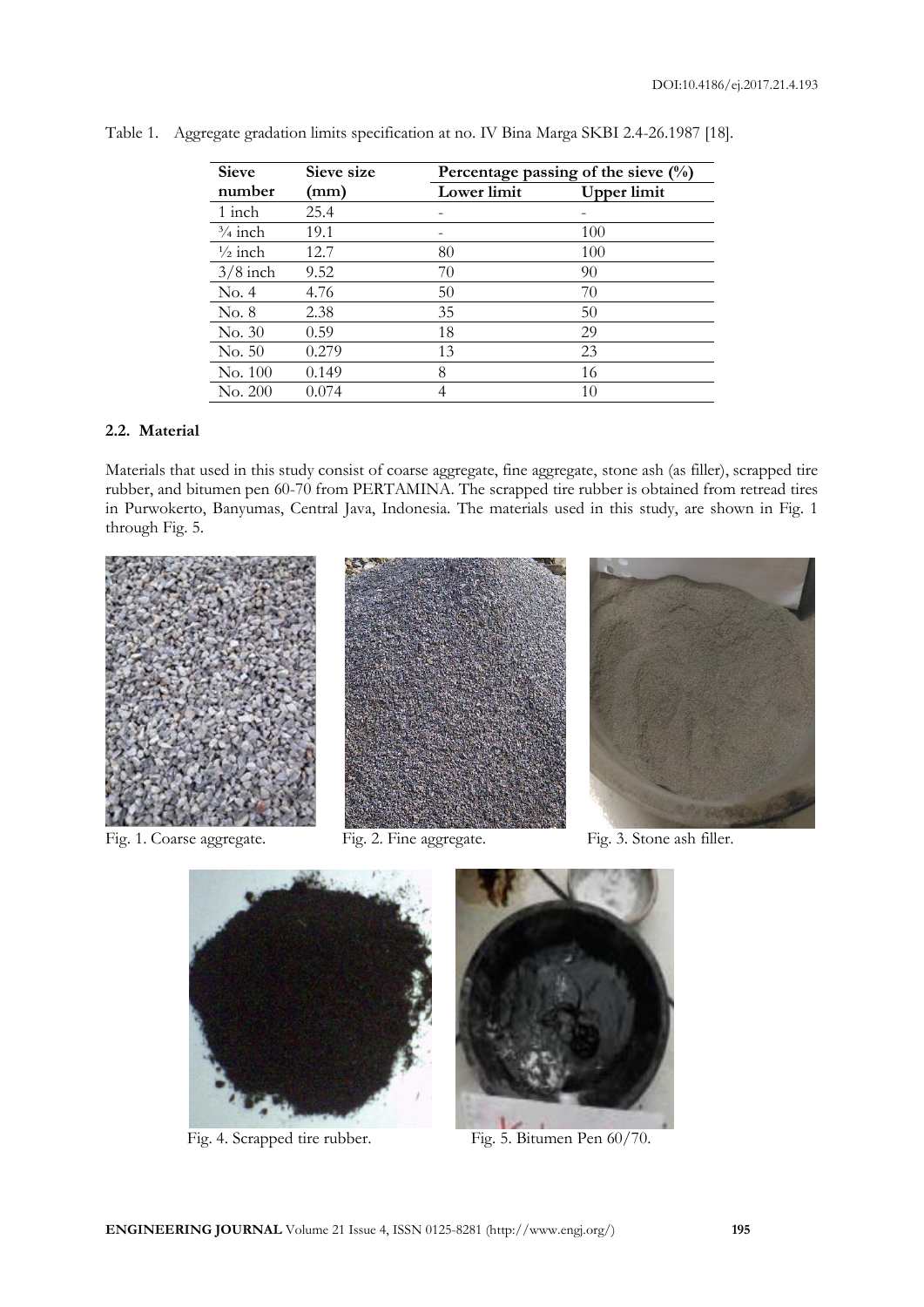Table 1. Aggregate gradation limits specification at no. IV Bina Marga SKBI 2.4-26.1987 [18].

| Sieve number | Sieve size (mm) | Percentage passing of the sieve (%) | |
|---|---|---|---|
| | | Lower limit | Upper limit |
| 1 inch | 25.4 | - | - |
| ¾ inch | 19.1 | - | 100 |
| ½ inch | 12.7 | 80 | 100 |
| 3/8 inch | 9.52 | 70 | 90 |
| No. 4 | 4.76 | 50 | 70 |
| No. 8 | 2.38 | 35 | 50 |
| No. 30 | 0.59 | 18 | 29 |
| No. 50 | 0.279 | 13 | 23 |
| No. 100 | 0.149 | 8 | 16 |
| No. 200 | 0.074 | 4 | 10 |

### 2.2. Material

Materials that used in this study consist of coarse aggregate, fine aggregate, stone ash (as filler), scrapped tire rubber, and bitumen pen 60-70 from PERTAMINA. The scrapped tire rubber is obtained from retread tires in Purwokerto, Banyumas, Central Java, Indonesia. The materials used in this study, are shown in Fig. 1 through Fig. 5.

Fig. 1. Coarse aggregate.

Fig. 2. Fine aggregate.

Fig. 3. Stone ash filler.

Fig. 4. Scrapped tire rubber.

Fig. 5. Bitumen Pen 60/70.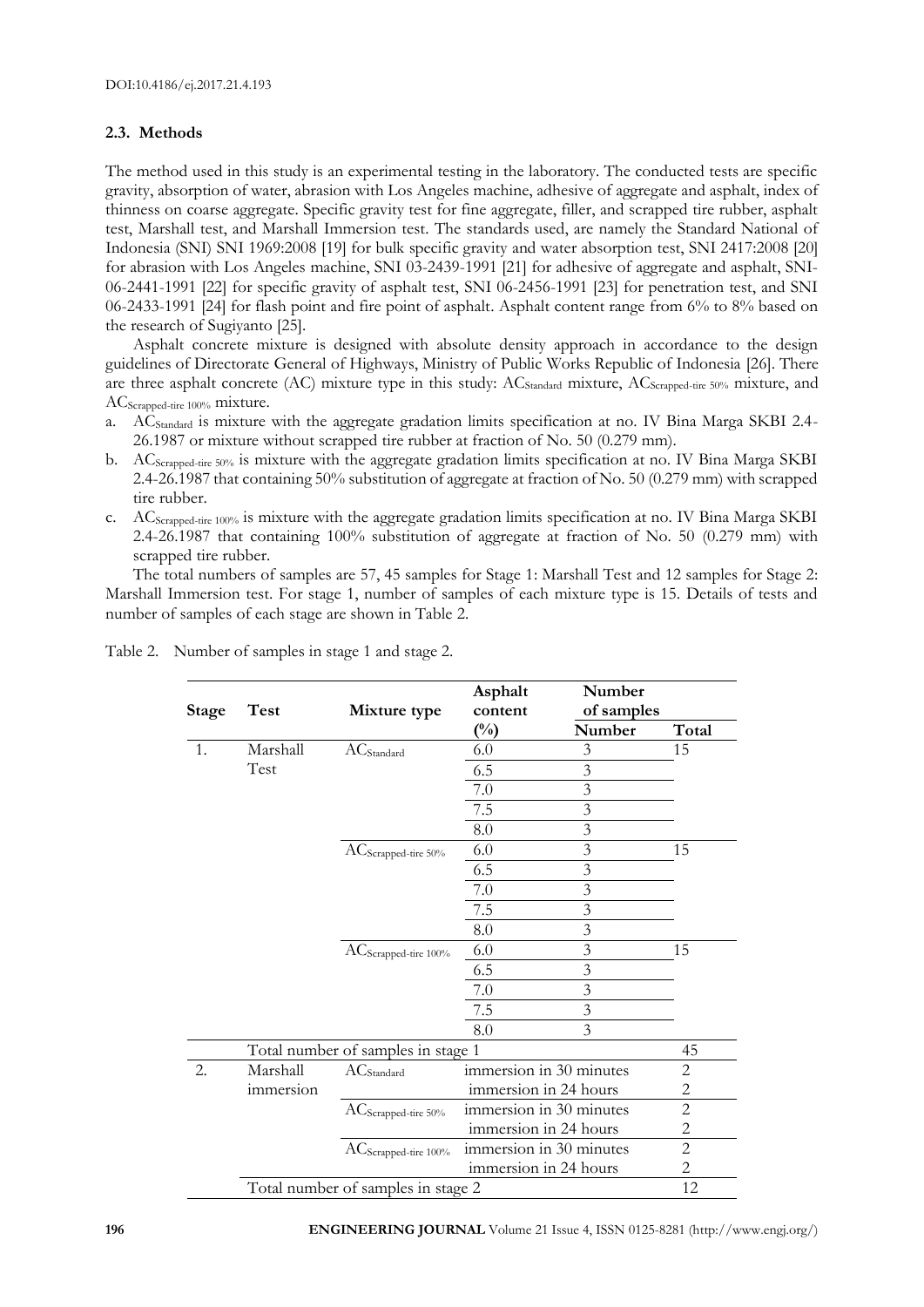### 2.3. Methods

The method used in this study is an experimental testing in the laboratory. The conducted tests are specific gravity, absorption of water, abrasion with Los Angeles machine, adhesive of aggregate and asphalt, index of thinness on coarse aggregate. Specific gravity test for fine aggregate, filler, and scrapped tire rubber, asphalt test, Marshall test, and Marshall Immersion test. The standards used, are namely the Standard National of Indonesia (SNI) SNI 1969:2008 [19] for bulk specific gravity and water absorption test, SNI 2417:2008 [20] for abrasion with Los Angeles machine, SNI 03-2439-1991 [21] for adhesive of aggregate and asphalt, SNI-06-2441-1991 [22] for specific gravity of asphalt test, SNI 06-2456-1991 [23] for penetration test, and SNI 06-2433-1991 [24] for flash point and fire point of asphalt. Asphalt content range from 6% to 8% based on the research of Sugiyanto [25].

Asphalt concrete mixture is designed with absolute density approach in accordance to the design guidelines of Directorate General of Highways, Ministry of Public Works Republic of Indonesia [26]. There are three asphalt concrete (AC) mixture type in this study: $AC_{Standard}$ mixture, $AC_{Scrapped\text{-}tire\ 50\%}$ mixture, and $AC_{Scrapped\text{-}tire\ 100\%}$ mixture.

a. $AC_{Standard}$ is mixture with the aggregate gradation limits specification at no. IV Bina Marga SKBI 2.4-26.1987 or mixture without scrapped tire rubber at fraction of No. 50 (0.279 mm).
b. $AC_{Scrapped\text{-}tire\ 50\%}$ is mixture with the aggregate gradation limits specification at no. IV Bina Marga SKBI 2.4-26.1987 that containing 50% substitution of aggregate at fraction of No. 50 (0.279 mm) with scrapped tire rubber.
c. $AC_{Scrapped\text{-}tire\ 100\%}$ is mixture with the aggregate gradation limits specification at no. IV Bina Marga SKBI 2.4-26.1987 that containing 100% substitution of aggregate at fraction of No. 50 (0.279 mm) with scrapped tire rubber.

The total numbers of samples are 57, 45 samples for Stage 1: Marshall Test and 12 samples for Stage 2: Marshall Immersion test. For stage 1, number of samples of each mixture type is 15. Details of tests and number of samples of each stage are shown in Table 2.

Table 2. Number of samples in stage 1 and stage 2.

| Stage | Test | Mixture type | Asphalt content (%) | Number of samples | |
|---|---|---|---|---|---|
| | | | | Number | Total |
| 1. | Marshall Test | $AC_{Standard}$ | 6.0 | 3 | 15 |
| | | | 6.5 | 3 | |
| | | | 7.0 | 3 | |
| | | | 7.5 | 3 | |
| | | | 8.0 | 3 | |
| | | $AC_{Scrapped\text{-}tire\ 50\%}$ | 6.0 | 3 | 15 |
| | | | 6.5 | 3 | |
| | | | 7.0 | 3 | |
| | | | 7.5 | 3 | |
| | | | 8.0 | 3 | |
| | | $AC_{Scrapped\text{-}tire\ 100\%}$ | 6.0 | 3 | 15 |
| | | | 6.5 | 3 | |
| | | | 7.0 | 3 | |
| | | | 7.5 | 3 | |
| | | | 8.0 | 3 | |
| | Total number of samples in stage 1 | | | | 45 |
| 2. | Marshall immersion | $AC_{Standard}$ | immersion in 30 minutes | | 2 |
| | | | immersion in 24 hours | | 2 |
| | | $AC_{Scrapped\text{-}tire\ 50\%}$ | immersion in 30 minutes | | 2 |
| | | | immersion in 24 hours | | 2 |
| | | $AC_{Scrapped\text{-}tire\ 100\%}$ | immersion in 30 minutes | | 2 |
| | | | immersion in 24 hours | | 2 |
| | Total number of samples in stage 2 | | | | 12 |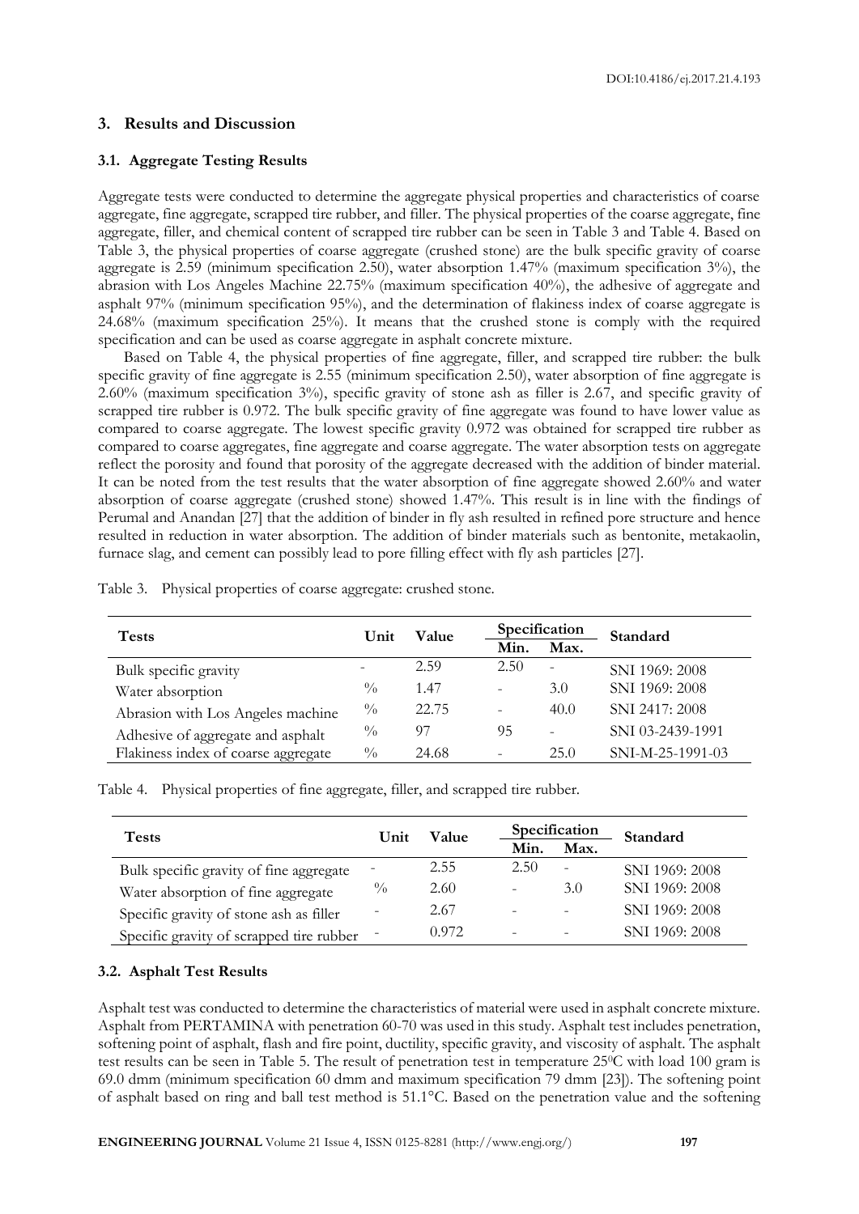## 3. Results and Discussion

### 3.1. Aggregate Testing Results

Aggregate tests were conducted to determine the aggregate physical properties and characteristics of coarse aggregate, fine aggregate, scrapped tire rubber, and filler. The physical properties of the coarse aggregate, fine aggregate, filler, and chemical content of scrapped tire rubber can be seen in Table 3 and Table 4. Based on Table 3, the physical properties of coarse aggregate (crushed stone) are the bulk specific gravity of coarse aggregate is 2.59 (minimum specification 2.50), water absorption 1.47% (maximum specification 3%), the abrasion with Los Angeles Machine 22.75% (maximum specification 40%), the adhesive of aggregate and asphalt 97% (minimum specification 95%), and the determination of flakiness index of coarse aggregate is 24.68% (maximum specification 25%). It means that the crushed stone is comply with the required specification and can be used as coarse aggregate in asphalt concrete mixture.

Based on Table 4, the physical properties of fine aggregate, filler, and scrapped tire rubber: the bulk specific gravity of fine aggregate is 2.55 (minimum specification 2.50), water absorption of fine aggregate is 2.60% (maximum specification 3%), specific gravity of stone ash as filler is 2.67, and specific gravity of scrapped tire rubber is 0.972. The bulk specific gravity of fine aggregate was found to have lower value as compared to coarse aggregate. The lowest specific gravity 0.972 was obtained for scrapped tire rubber as compared to coarse aggregates, fine aggregate and coarse aggregate. The water absorption tests on aggregate reflect the porosity and found that porosity of the aggregate decreased with the addition of binder material. It can be noted from the test results that the water absorption of fine aggregate showed 2.60% and water absorption of coarse aggregate (crushed stone) showed 1.47%. This result is in line with the findings of Perumal and Anandan [27] that the addition of binder in fly ash resulted in refined pore structure and hence resulted in reduction in water absorption. The addition of binder materials such as bentonite, metakaolin, furnace slag, and cement can possibly lead to pore filling effect with fly ash particles [27].

Table 3. Physical properties of coarse aggregate: crushed stone.

| Tests | Unit | Value | Specification | | Standard |
|---|---|---|---|---|---|
| | | | Min. | Max. | |
| Bulk specific gravity | - | 2.59 | 2.50 | - | SNI 1969: 2008 |
| Water absorption | % | 1.47 | - | 3.0 | SNI 1969: 2008 |
| Abrasion with Los Angeles machine | % | 22.75 | - | 40.0 | SNI 2417: 2008 |
| Adhesive of aggregate and asphalt | % | 97 | 95 | - | SNI 03-2439-1991 |
| Flakiness index of coarse aggregate | % | 24.68 | - | 25.0 | SNI-M-25-1991-03 |

Table 4. Physical properties of fine aggregate, filler, and scrapped tire rubber.

| Tests | Unit | Value | Specification | | Standard |
|---|---|---|---|---|---|
| | | | Min. | Max. | |
| Bulk specific gravity of fine aggregate | - | 2.55 | 2.50 | - | SNI 1969: 2008 |
| Water absorption of fine aggregate | % | 2.60 | - | 3.0 | SNI 1969: 2008 |
| Specific gravity of stone ash as filler | - | 2.67 | - | - | SNI 1969: 2008 |
| Specific gravity of scrapped tire rubber | - | 0.972 | - | - | SNI 1969: 2008 |

### 3.2. Asphalt Test Results

Asphalt test was conducted to determine the characteristics of material were used in asphalt concrete mixture. Asphalt from PERTAMINA with penetration 60-70 was used in this study. Asphalt test includes penetration, softening point of asphalt, flash and fire point, ductility, specific gravity, and viscosity of asphalt. The asphalt test results can be seen in Table 5. The result of penetration test in temperature 25$^0$C with load 100 gram is 69.0 dmm (minimum specification 60 dmm and maximum specification 79 dmm [23]). The softening point of asphalt based on ring and ball test method is 51.1°C. Based on the penetration value and the softening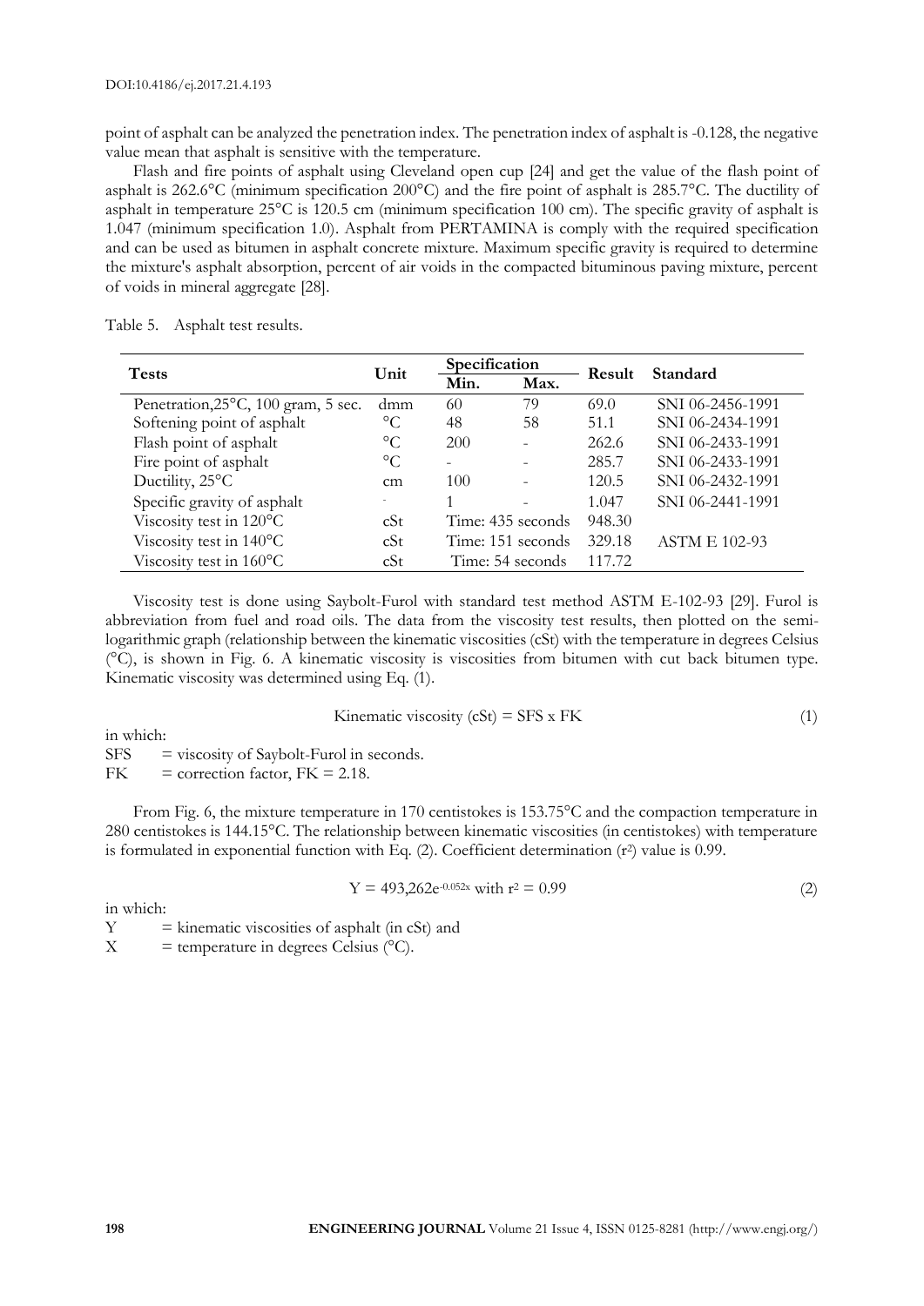point of asphalt can be analyzed the penetration index. The penetration index of asphalt is -0.128, the negative value mean that asphalt is sensitive with the temperature.

Flash and fire points of asphalt using Cleveland open cup [24] and get the value of the flash point of asphalt is 262.6°C (minimum specification 200°C) and the fire point of asphalt is 285.7°C. The ductility of asphalt in temperature 25°C is 120.5 cm (minimum specification 100 cm). The specific gravity of asphalt is 1.047 (minimum specification 1.0). Asphalt from PERTAMINA is comply with the required specification and can be used as bitumen in asphalt concrete mixture. Maximum specific gravity is required to determine the mixture's asphalt absorption, percent of air voids in the compacted bituminous paving mixture, percent of voids in mineral aggregate [28].

Table 5. Asphalt test results.

| Tests | Unit | Specification | | Result | Standard |
|---|---|---|---|---|---|
| | | Min. | Max. | | |
| Penetration, 25°C, 100 gram, 5 sec. | dmm | 60 | 79 | 69.0 | SNI 06-2456-1991 |
| Softening point of asphalt | °C | 48 | 58 | 51.1 | SNI 06-2434-1991 |
| Flash point of asphalt | °C | 200 | - | 262.6 | SNI 06-2433-1991 |
| Fire point of asphalt | °C | - | - | 285.7 | SNI 06-2433-1991 |
| Ductility, 25°C | cm | 100 | - | 120.5 | SNI 06-2432-1991 |
| Specific gravity of asphalt | - | 1 | - | 1.047 | SNI 06-2441-1991 |
| Viscosity test in 120°C | cSt | Time: 435 seconds | | 948.30 | |
| Viscosity test in 140°C | cSt | Time: 151 seconds | | 329.18 | ASTM E 102-93 |
| Viscosity test in 160°C | cSt | Time: 54 seconds | | 117.72 | |

Viscosity test is done using Saybolt-Furol with standard test method ASTM E-102-93 [29]. Furol is abbreviation from fuel and road oils. The data from the viscosity test results, then plotted on the semi-logarithmic graph (relationship between the kinematic viscosities (cSt) with the temperature in degrees Celsius (°C), is shown in Fig. 6. A kinematic viscosity is viscosities from bitumen with cut back bitumen type. Kinematic viscosity was determined using Eq. (1).

$$\text{Kinematic viscosity (cSt)} = \text{SFS} \times \text{FK} \tag{1}$$

in which:
SFS = viscosity of Saybolt-Furol in seconds.
FK = correction factor, FK = 2.18.

From Fig. 6, the mixture temperature in 170 centistokes is 153.75°C and the compaction temperature in 280 centistokes is 144.15°C. The relationship between kinematic viscosities (in centistokes) with temperature is formulated in exponential function with Eq. (2). Coefficient determination ($r^2$) value is 0.99.

$$Y = 493{,}262e^{-0.052x} \text{ with } r^2 = 0.99 \tag{2}$$

in which:
Y = kinematic viscosities of asphalt (in cSt) and
X = temperature in degrees Celsius (°C).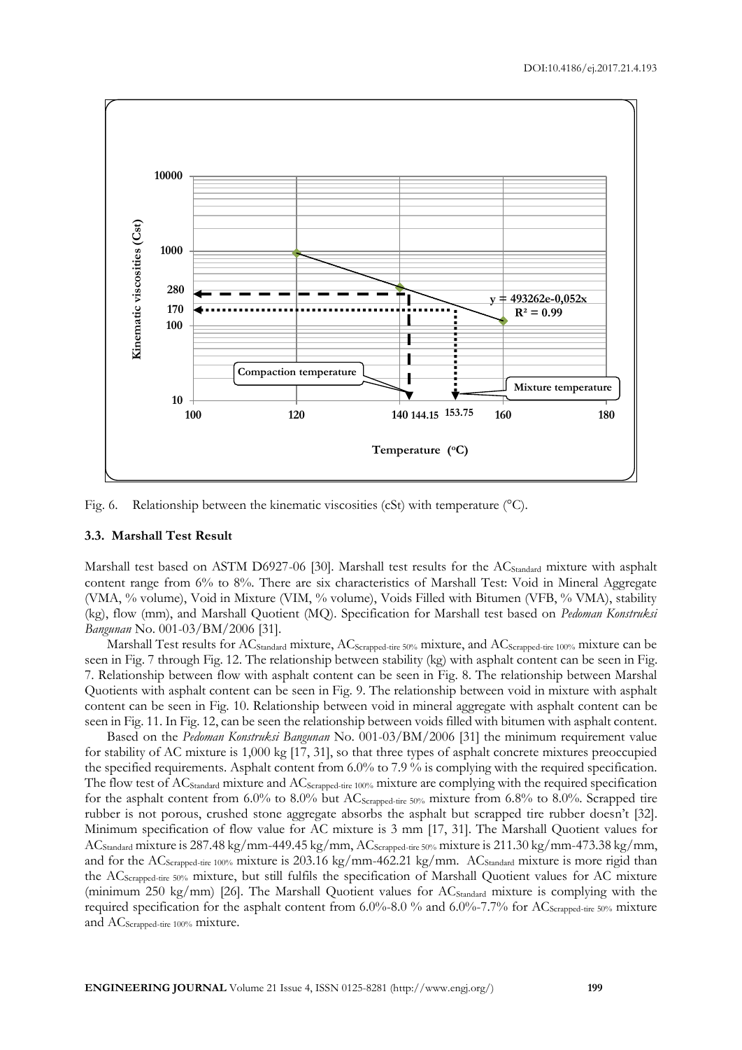Fig. 6. Relationship between the kinematic viscosities (cSt) with temperature (°C).

### 3.3. Marshall Test Result

Marshall test based on ASTM D6927-06 [30]. Marshall test results for the $AC_{Standard}$ mixture with asphalt content range from 6% to 8%. There are six characteristics of Marshall Test: Void in Mineral Aggregate (VMA, % volume), Void in Mixture (VIM, % volume), Voids Filled with Bitumen (VFB, % VMA), stability (kg), flow (mm), and Marshall Quotient (MQ). Specification for Marshall test based on *Pedoman Konstruksi Bangunan* No. 001-03/BM/2006 [31].

Marshall Test results for $AC_{Standard}$ mixture, $AC_{Scrapped\text{-}tire\ 50\%}$ mixture, and $AC_{Scrapped\text{-}tire\ 100\%}$ mixture can be seen in Fig. 7 through Fig. 12. The relationship between stability (kg) with asphalt content can be seen in Fig. 7. Relationship between flow with asphalt content can be seen in Fig. 8. The relationship between Marshal Quotients with asphalt content can be seen in Fig. 9. The relationship between void in mixture with asphalt content can be seen in Fig. 10. Relationship between void in mineral aggregate with asphalt content can be seen in Fig. 11. In Fig. 12, can be seen the relationship between voids filled with bitumen with asphalt content.

Based on the *Pedoman Konstruksi Bangunan* No. 001-03/BM/2006 [31] the minimum requirement value for stability of AC mixture is 1,000 kg [17, 31], so that three types of asphalt concrete mixtures preoccupied the specified requirements. Asphalt content from 6.0% to 7.9 % is complying with the required specification. The flow test of $AC_{Standard}$ mixture and $AC_{Scrapped\text{-}tire\ 100\%}$ mixture are complying with the required specification for the asphalt content from 6.0% to 8.0% but $AC_{Scrapped\text{-}tire\ 50\%}$ mixture from 6.8% to 8.0%. Scrapped tire rubber is not porous, crushed stone aggregate absorbs the asphalt but scrapped tire rubber doesn't [32]. Minimum specification of flow value for AC mixture is 3 mm [17, 31]. The Marshall Quotient values for $AC_{Standard}$ mixture is 287.48 kg/mm-449.45 kg/mm, $AC_{Scrapped\text{-}tire\ 50\%}$ mixture is 211.30 kg/mm-473.38 kg/mm, and for the $AC_{Scrapped\text{-}tire\ 100\%}$ mixture is 203.16 kg/mm-462.21 kg/mm. $AC_{Standard}$ mixture is more rigid than the $AC_{Scrapped\text{-}tire\ 50\%}$ mixture, but still fulfils the specification of Marshall Quotient values for AC mixture (minimum 250 kg/mm) [26]. The Marshall Quotient values for $AC_{Standard}$ mixture is complying with the required specification for the asphalt content from 6.0%-8.0 % and 6.0%-7.7% for $AC_{Scrapped\text{-}tire\ 50\%}$ mixture and $AC_{Scrapped\text{-}tire\ 100\%}$ mixture.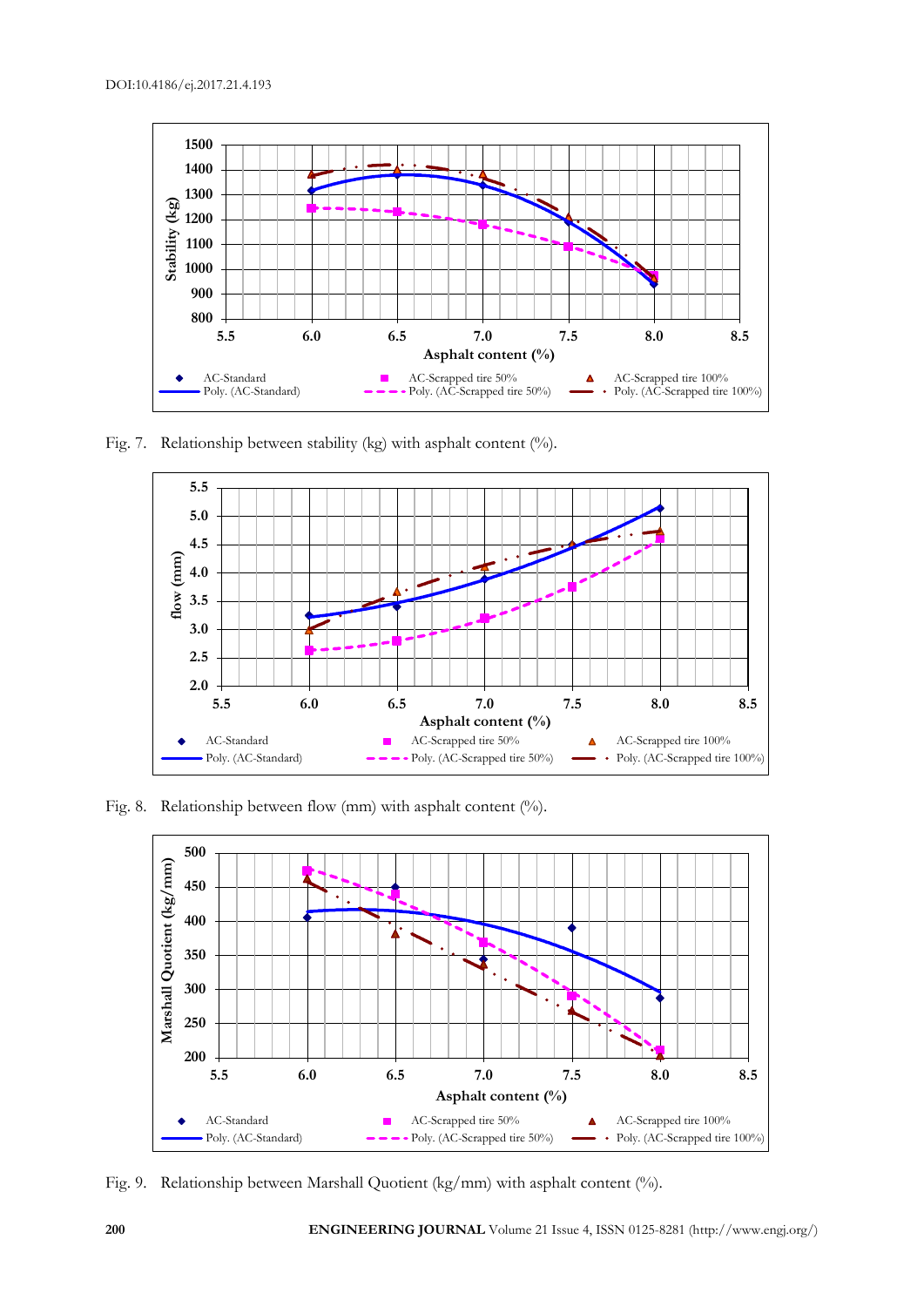Fig. 7. Relationship between stability (kg) with asphalt content (%).

Fig. 8. Relationship between flow (mm) with asphalt content (%).

Fig. 9. Relationship between Marshall Quotient (kg/mm) with asphalt content (%).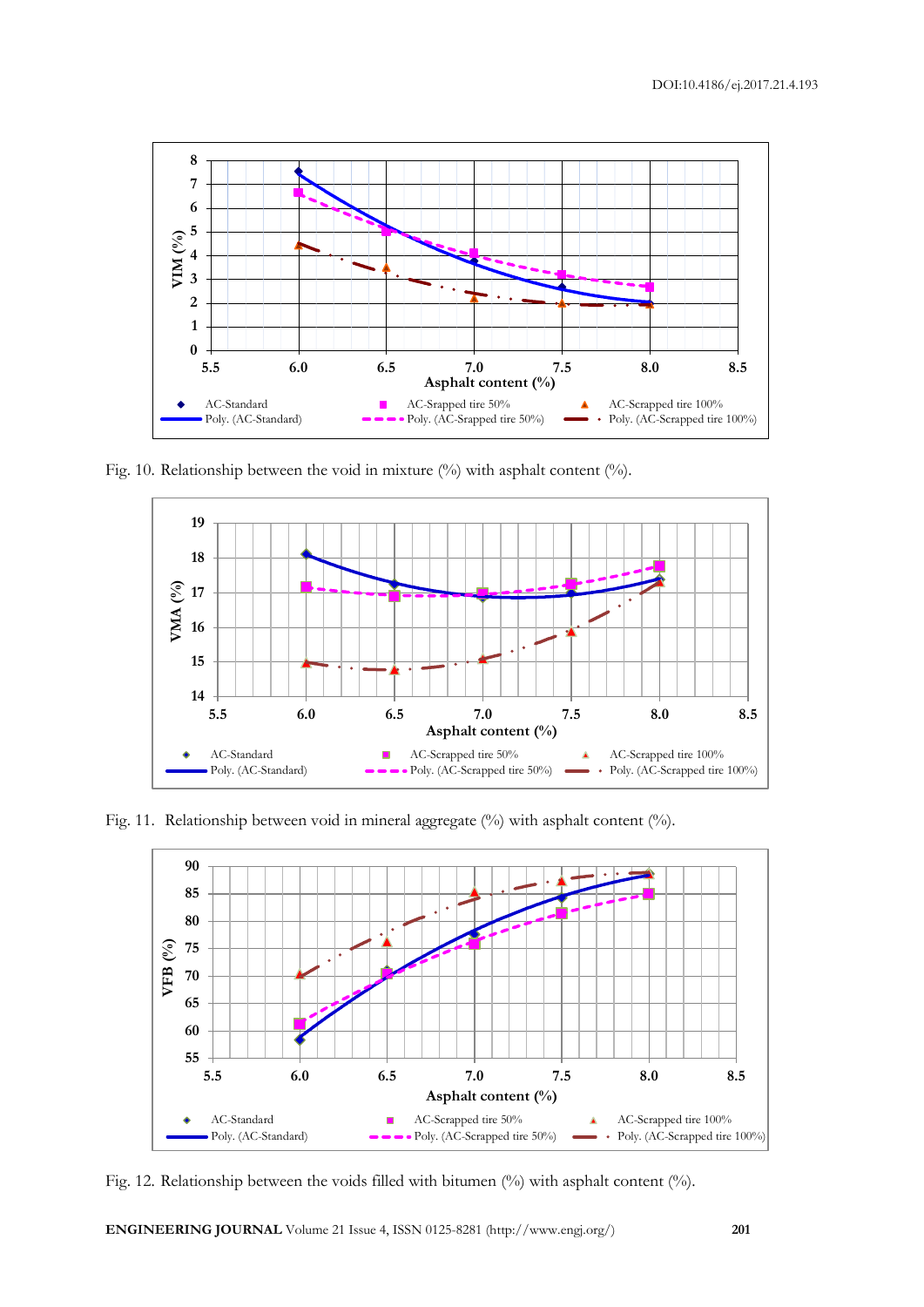Fig. 10. Relationship between the void in mixture (%) with asphalt content (%).

Fig. 11. Relationship between void in mineral aggregate (%) with asphalt content (%).

Fig. 12. Relationship between the voids filled with bitumen (%) with asphalt content (%).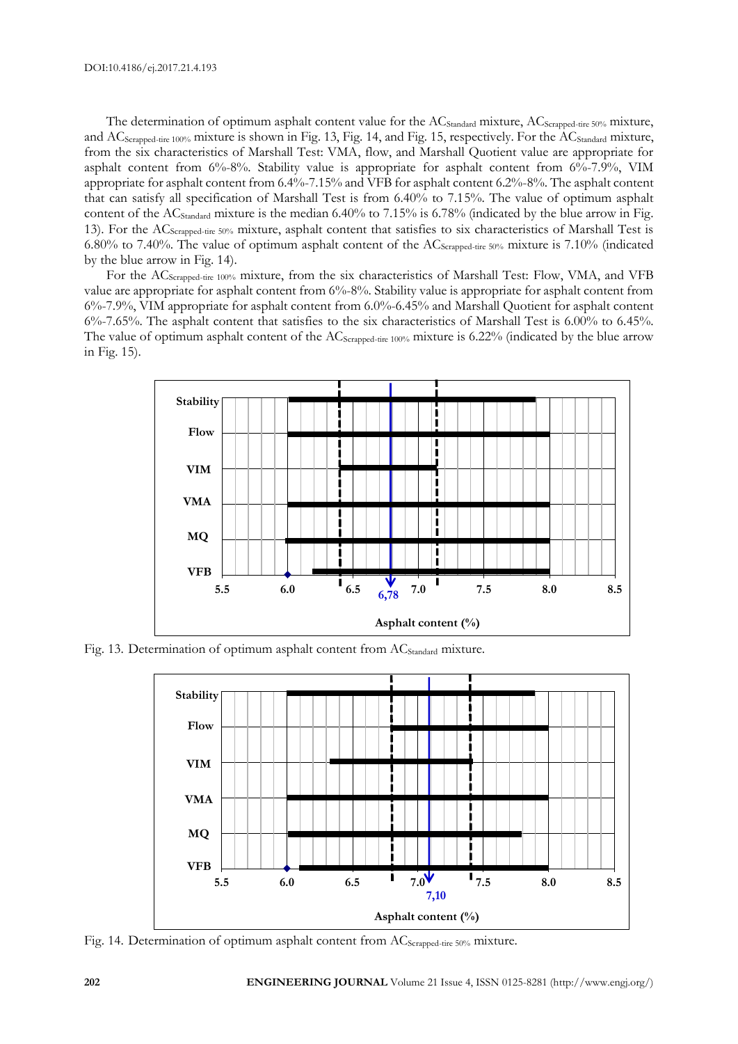The determination of optimum asphalt content value for the $AC_{Standard}$ mixture, $AC_{Scrapped\text{-}tire\ 50\%}$ mixture, and $AC_{Scrapped\text{-}tire\ 100\%}$ mixture is shown in Fig. 13, Fig. 14, and Fig. 15, respectively. For the $AC_{Standard}$ mixture, from the six characteristics of Marshall Test: VMA, flow, and Marshall Quotient value are appropriate for asphalt content from 6%-8%. Stability value is appropriate for asphalt content from 6%-7.9%, VIM appropriate for asphalt content from 6.4%-7.15% and VFB for asphalt content 6.2%-8%. The asphalt content that can satisfy all specification of Marshall Test is from 6.40% to 7.15%. The value of optimum asphalt content of the $AC_{Standard}$ mixture is the median 6.40% to 7.15% is 6.78% (indicated by the blue arrow in Fig. 13). For the $AC_{Scrapped\text{-}tire\ 50\%}$ mixture, asphalt content that satisfies to six characteristics of Marshall Test is 6.80% to 7.40%. The value of optimum asphalt content of the $AC_{Scrapped\text{-}tire\ 50\%}$ mixture is 7.10% (indicated by the blue arrow in Fig. 14).

For the $AC_{Scrapped\text{-}tire\ 100\%}$ mixture, from the six characteristics of Marshall Test: Flow, VMA, and VFB value are appropriate for asphalt content from 6%-8%. Stability value is appropriate for asphalt content from 6%-7.9%, VIM appropriate for asphalt content from 6.0%-6.45% and Marshall Quotient for asphalt content 6%-7.65%. The asphalt content that satisfies to the six characteristics of Marshall Test is 6.00% to 6.45%. The value of optimum asphalt content of the $AC_{Scrapped\text{-}tire\ 100\%}$ mixture is 6.22% (indicated by the blue arrow in Fig. 15).

Fig. 13. Determination of optimum asphalt content from $AC_{Standard}$ mixture.

Fig. 14. Determination of optimum asphalt content from $AC_{Scrapped\text{-}tire\ 50\%}$ mixture.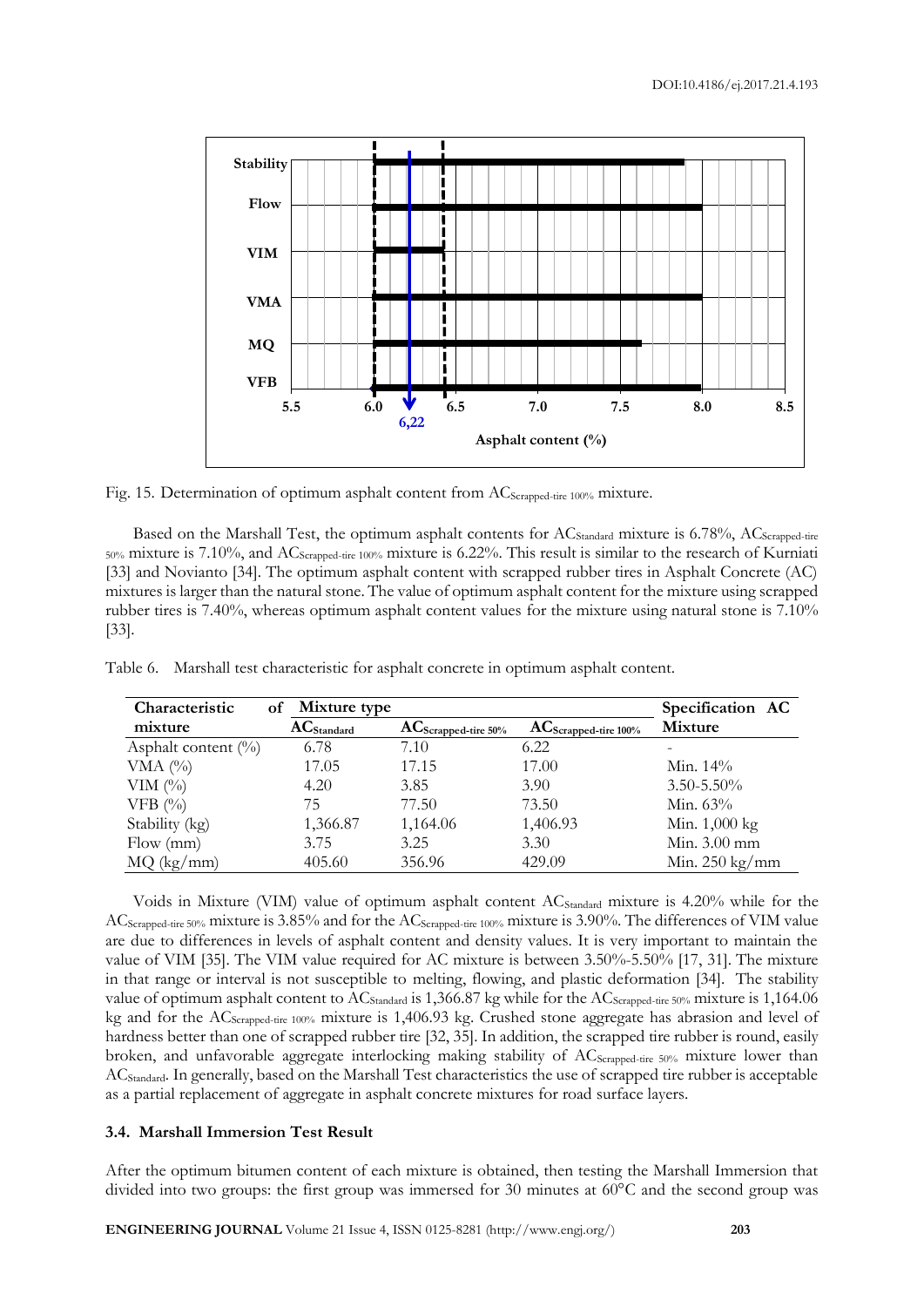Fig. 15. Determination of optimum asphalt content from $AC_{Scrapped\text{-}tire\ 100\%}$ mixture.

Based on the Marshall Test, the optimum asphalt contents for $AC_{Standard}$ mixture is 6.78%, $AC_{Scrapped\text{-}tire\ 50\%}$ mixture is 7.10%, and $AC_{Scrapped\text{-}tire\ 100\%}$ mixture is 6.22%. This result is similar to the research of Kurniati [33] and Novianto [34]. The optimum asphalt content with scrapped rubber tires in Asphalt Concrete (AC) mixtures is larger than the natural stone. The value of optimum asphalt content for the mixture using scrapped rubber tires is 7.40%, whereas optimum asphalt content values for the mixture using natural stone is 7.10% [33].

Table 6. Marshall test characteristic for asphalt concrete in optimum asphalt content.

| Characteristic of mixture | Mixture type | | | Specification AC Mixture |
|---|---|---|---|---|
| | $AC_{Standard}$ | $AC_{Scrapped\text{-}tire\ 50\%}$ | $AC_{Scrapped\text{-}tire\ 100\%}$ | |
| Asphalt content (%) | 6.78 | 7.10 | 6.22 | - |
| VMA (%) | 17.05 | 17.15 | 17.00 | Min. 14% |
| VIM (%) | 4.20 | 3.85 | 3.90 | 3.50-5.50% |
| VFB (%) | 75 | 77.50 | 73.50 | Min. 63% |
| Stability (kg) | 1,366.87 | 1,164.06 | 1,406.93 | Min. 1,000 kg |
| Flow (mm) | 3.75 | 3.25 | 3.30 | Min. 3.00 mm |
| MQ (kg/mm) | 405.60 | 356.96 | 429.09 | Min. 250 kg/mm |

Voids in Mixture (VIM) value of optimum asphalt content $AC_{Standard}$ mixture is 4.20% while for the $AC_{Scrapped\text{-}tire\ 50\%}$ mixture is 3.85% and for the $AC_{Scrapped\text{-}tire\ 100\%}$ mixture is 3.90%. The differences of VIM value are due to differences in levels of asphalt content and density values. It is very important to maintain the value of VIM [35]. The VIM value required for AC mixture is between 3.50%-5.50% [17, 31]. The mixture in that range or interval is not susceptible to melting, flowing, and plastic deformation [34]. The stability value of optimum asphalt content to $AC_{Standard}$ is 1,366.87 kg while for the $AC_{Scrapped\text{-}tire\ 50\%}$ mixture is 1,164.06 kg and for the $AC_{Scrapped\text{-}tire\ 100\%}$ mixture is 1,406.93 kg. Crushed stone aggregate has abrasion and level of hardness better than one of scrapped rubber tire [32, 35]. In addition, the scrapped tire rubber is round, easily broken, and unfavorable aggregate interlocking making stability of $AC_{Scrapped\text{-}tire\ 50\%}$ mixture lower than $AC_{Standard}$. In generally, based on the Marshall Test characteristics the use of scrapped tire rubber is acceptable as a partial replacement of aggregate in asphalt concrete mixtures for road surface layers.

### 3.4. Marshall Immersion Test Result

After the optimum bitumen content of each mixture is obtained, then testing the Marshall Immersion that divided into two groups: the first group was immersed for 30 minutes at 60°C and the second group was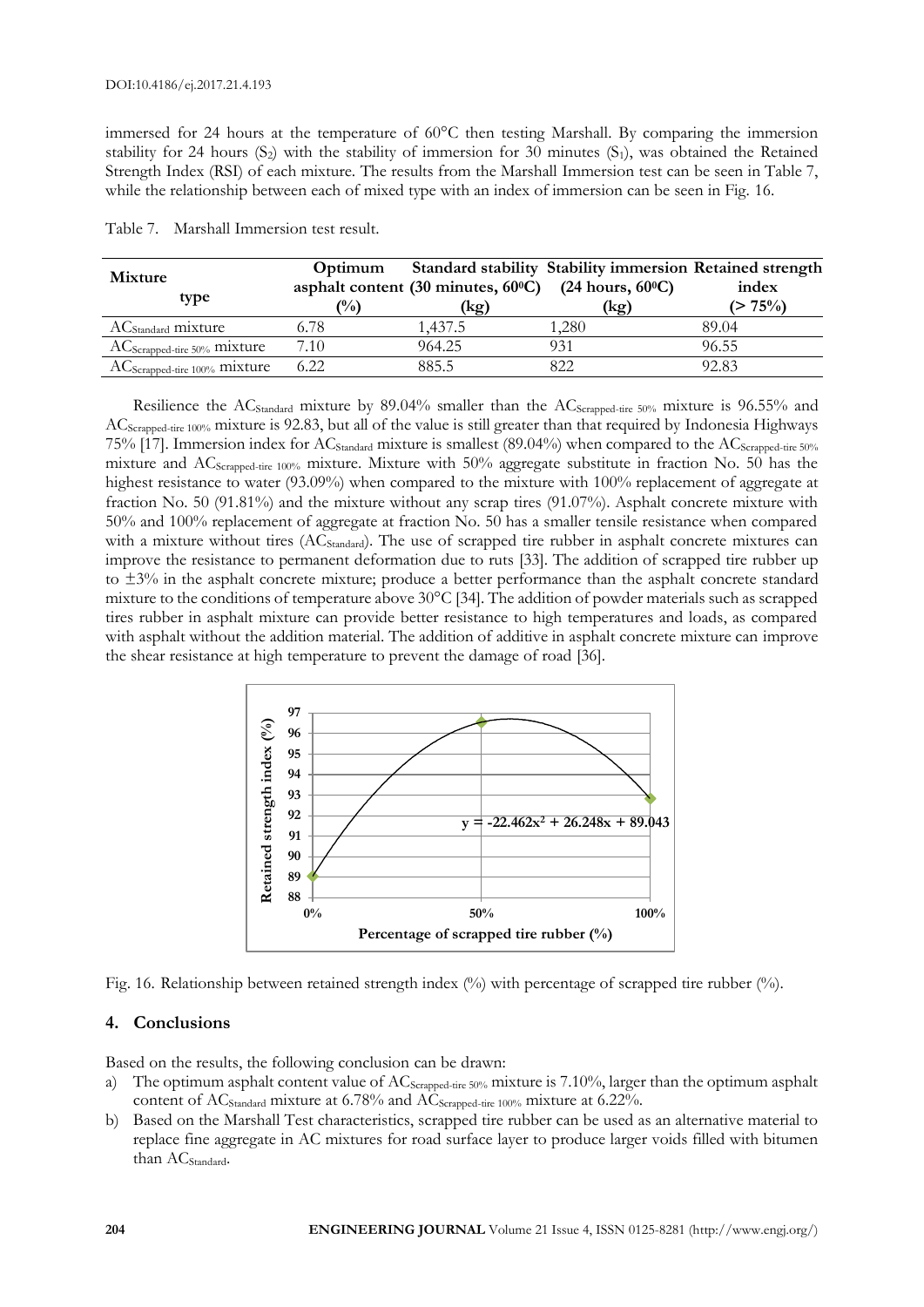immersed for 24 hours at the temperature of 60°C then testing Marshall. By comparing the immersion stability for 24 hours ($S_2$) with the stability of immersion for 30 minutes ($S_1$), was obtained the Retained Strength Index (RSI) of each mixture. The results from the Marshall Immersion test can be seen in Table 7, while the relationship between each of mixed type with an index of immersion can be seen in Fig. 16.

Table 7. Marshall Immersion test result.

| Mixture type | Optimum asphalt content (%) | Standard stability (30 minutes, 60°C) (kg) | Stability immersion (24 hours, 60°C) (kg) | Retained strength index (> 75%) |
|---|---|---|---|---|
| $AC_{Standard}$ mixture | 6.78 | 1,437.5 | 1,280 | 89.04 |
| $AC_{Scrapped\text{-}tire\ 50\%}$ mixture | 7.10 | 964.25 | 931 | 96.55 |
| $AC_{Scrapped\text{-}tire\ 100\%}$ mixture | 6.22 | 885.5 | 822 | 92.83 |

Resilience the $AC_{Standard}$ mixture by 89.04% smaller than the $AC_{Scrapped\text{-}tire\ 50\%}$ mixture is 96.55% and $AC_{Scrapped\text{-}tire\ 100\%}$ mixture is 92.83, but all of the value is still greater than that required by Indonesia Highways 75% [17]. Immersion index for $AC_{Standard}$ mixture is smallest (89.04%) when compared to the $AC_{Scrapped\text{-}tire\ 50\%}$ mixture and $AC_{Scrapped\text{-}tire\ 100\%}$ mixture. Mixture with 50% aggregate substitute in fraction No. 50 has the highest resistance to water (93.09%) when compared to the mixture with 100% replacement of aggregate at fraction No. 50 (91.81%) and the mixture without any scrap tires (91.07%). Asphalt concrete mixture with 50% and 100% replacement of aggregate at fraction No. 50 has a smaller tensile resistance when compared with a mixture without tires ($AC_{Standard}$). The use of scrapped tire rubber in asphalt concrete mixtures can improve the resistance to permanent deformation due to ruts [33]. The addition of scrapped tire rubber up to ±3% in the asphalt concrete mixture; produce a better performance than the asphalt concrete standard mixture to the conditions of temperature above 30°C [34]. The addition of powder materials such as scrapped tires rubber in asphalt mixture can provide better resistance to high temperatures and loads, as compared with asphalt without the addition material. The addition of additive in asphalt concrete mixture can improve the shear resistance at high temperature to prevent the damage of road [36].

$$y = -22.462x^2 + 26.248x + 89.043$$

Fig. 16. Relationship between retained strength index (%) with percentage of scrapped tire rubber (%).

## 4. Conclusions

Based on the results, the following conclusion can be drawn:

a) The optimum asphalt content value of $AC_{Scrapped\text{-}tire\ 50\%}$ mixture is 7.10%, larger than the optimum asphalt content of $AC_{Standard}$ mixture at 6.78% and $AC_{Scrapped\text{-}tire\ 100\%}$ mixture at 6.22%.
b) Based on the Marshall Test characteristics, scrapped tire rubber can be used as an alternative material to replace fine aggregate in AC mixtures for road surface layer to produce larger voids filled with bitumen than $AC_{Standard}$.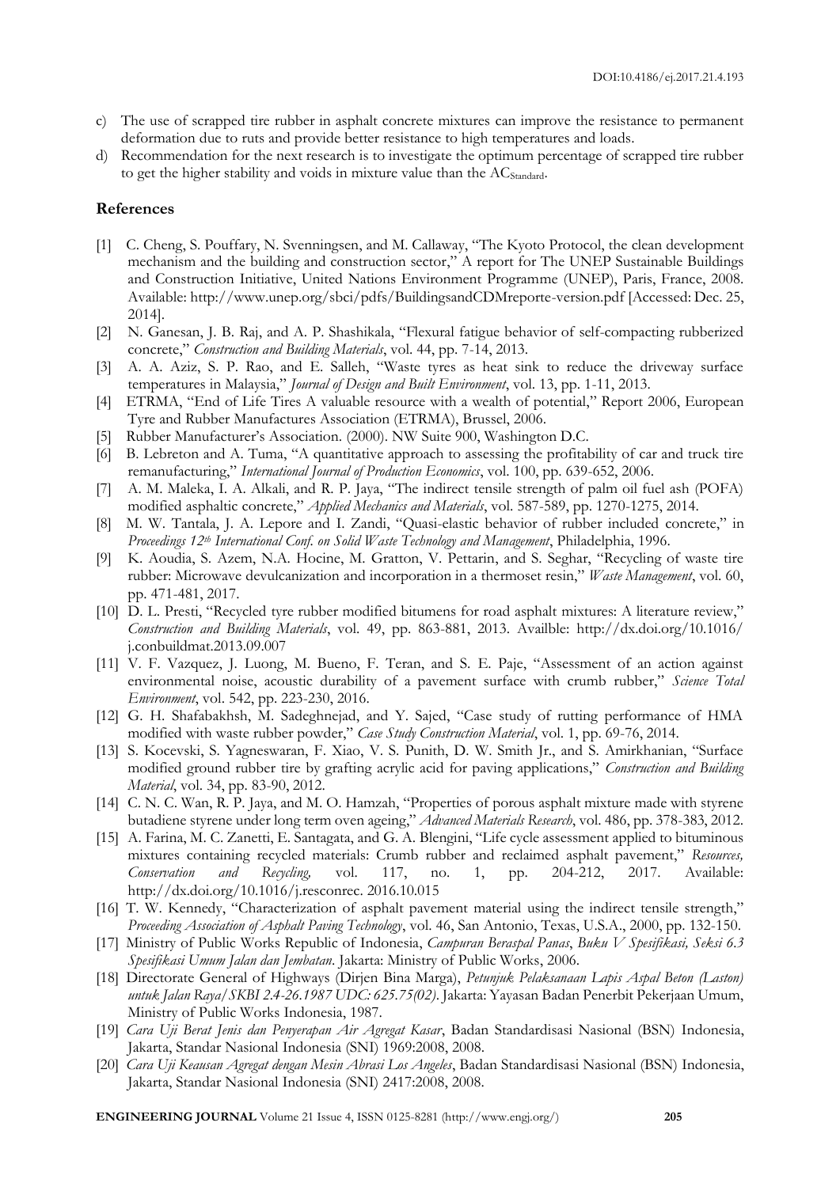c) The use of scrapped tire rubber in asphalt concrete mixtures can improve the resistance to permanent deformation due to ruts and provide better resistance to high temperatures and loads.
d) Recommendation for the next research is to investigate the optimum percentage of scrapped tire rubber to get the higher stability and voids in mixture value than the $AC_{Standard}$.

## References

[1] C. Cheng, S. Pouffary, N. Svenningsen, and M. Callaway, "The Kyoto Protocol, the clean development mechanism and the building and construction sector," A report for The UNEP Sustainable Buildings and Construction Initiative, United Nations Environment Programme (UNEP), Paris, France, 2008. Available: http://www.unep.org/sbci/pdfs/BuildingsandCDMreporte-version.pdf [Accessed: Dec. 25, 2014].

[2] N. Ganesan, J. B. Raj, and A. P. Shashikala, "Flexural fatigue behavior of self-compacting rubberized concrete," *Construction and Building Materials*, vol. 44, pp. 7-14, 2013.

[3] A. A. Aziz, S. P. Rao, and E. Salleh, "Waste tyres as heat sink to reduce the driveway surface temperatures in Malaysia," *Journal of Design and Built Environment*, vol. 13, pp. 1-11, 2013.

[4] ETRMA, "End of Life Tires A valuable resource with a wealth of potential," Report 2006, European Tyre and Rubber Manufactures Association (ETRMA), Brussel, 2006.

[5] Rubber Manufacturer's Association. (2000). NW Suite 900, Washington D.C.

[6] B. Lebreton and A. Tuma, "A quantitative approach to assessing the profitability of car and truck tire remanufacturing," *International Journal of Production Economics*, vol. 100, pp. 639-652, 2006.

[7] A. M. Maleka, I. A. Alkali, and R. P. Jaya, "The indirect tensile strength of palm oil fuel ash (POFA) modified asphaltic concrete," *Applied Mechanics and Materials*, vol. 587-589, pp. 1270-1275, 2014.

[8] M. W. Tantala, J. A. Lepore and I. Zandi, "Quasi-elastic behavior of rubber included concrete," in *Proceedings 12th International Conf. on Solid Waste Technology and Management*, Philadelphia, 1996.

[9] K. Aoudia, S. Azem, N.A. Hocine, M. Gratton, V. Pettarin, and S. Seghar, "Recycling of waste tire rubber: Microwave devulcanization and incorporation in a thermoset resin," *Waste Management*, vol. 60, pp. 471-481, 2017.

[10] D. L. Presti, "Recycled tyre rubber modified bitumens for road asphalt mixtures: A literature review," *Construction and Building Materials*, vol. 49, pp. 863-881, 2013. Availble: http://dx.doi.org/10.1016/j.conbuildmat.2013.09.007

[11] V. F. Vazquez, J. Luong, M. Bueno, F. Teran, and S. E. Paje, "Assessment of an action against environmental noise, acoustic durability of a pavement surface with crumb rubber," *Science Total Environment*, vol. 542, pp. 223-230, 2016.

[12] G. H. Shafabakhsh, M. Sadeghnejad, and Y. Sajed, "Case study of rutting performance of HMA modified with waste rubber powder," *Case Study Construction Material*, vol. 1, pp. 69-76, 2014.

[13] S. Kocevski, S. Yagneswaran, F. Xiao, V. S. Punith, D. W. Smith Jr., and S. Amirkhanian, "Surface modified ground rubber tire by grafting acrylic acid for paving applications," *Construction and Building Material*, vol. 34, pp. 83-90, 2012.

[14] C. N. C. Wan, R. P. Jaya, and M. O. Hamzah, "Properties of porous asphalt mixture made with styrene butadiene styrene under long term oven ageing," *Advanced Materials Research*, vol. 486, pp. 378-383, 2012.

[15] A. Farina, M. C. Zanetti, E. Santagata, and G. A. Blengini, "Life cycle assessment applied to bituminous mixtures containing recycled materials: Crumb rubber and reclaimed asphalt pavement," *Resources, Conservation and Recycling,* vol. 117, no. 1, pp. 204-212, 2017. Available: http://dx.doi.org/10.1016/j.resconrec. 2016.10.015

[16] T. W. Kennedy, "Characterization of asphalt pavement material using the indirect tensile strength," *Proceeding Association of Asphalt Paving Technology*, vol. 46, San Antonio, Texas, U.S.A., 2000, pp. 132-150.

[17] Ministry of Public Works Republic of Indonesia, *Campuran Beraspal Panas*, *Buku V Spesifikasi, Seksi 6.3 Spesifikasi Umum Jalan dan Jembatan*. Jakarta: Ministry of Public Works, 2006.

[18] Directorate General of Highways (Dirjen Bina Marga), *Petunjuk Pelaksanaan Lapis Aspal Beton (Laston) untuk Jalan Raya/SKBI 2.4-26.1987 UDC: 625.75(02)*. Jakarta: Yayasan Badan Penerbit Pekerjaan Umum, Ministry of Public Works Indonesia, 1987.

[19] *Cara Uji Berat Jenis dan Penyerapan Air Agregat Kasar*, Badan Standardisasi Nasional (BSN) Indonesia, Jakarta, Standar Nasional Indonesia (SNI) 1969:2008, 2008.

[20] *Cara Uji Keausan Agregat dengan Mesin Abrasi Los Angeles*, Badan Standardisasi Nasional (BSN) Indonesia, Jakarta, Standar Nasional Indonesia (SNI) 2417:2008, 2008.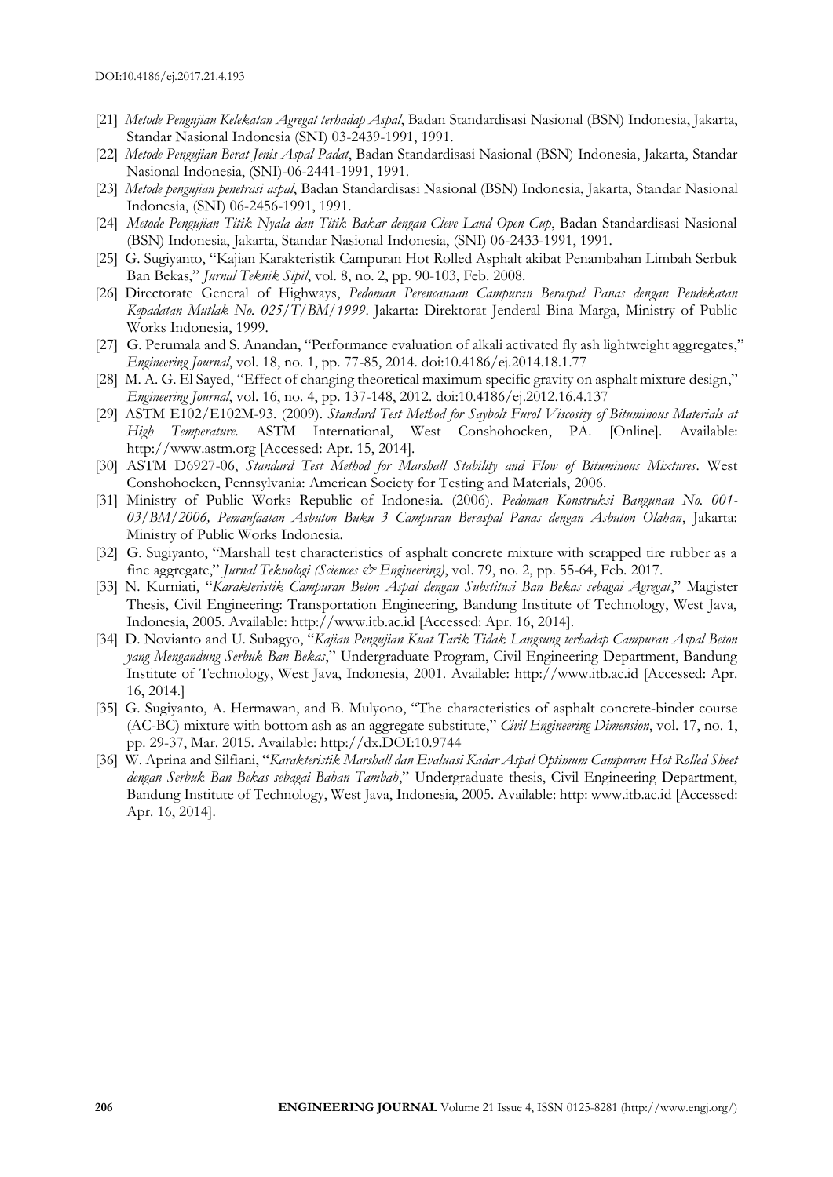[21] *Metode Pengujian Kelekatan Agregat terhadap Aspal*, Badan Standardisasi Nasional (BSN) Indonesia, Jakarta, Standar Nasional Indonesia (SNI) 03-2439-1991, 1991.

[22] *Metode Pengujian Berat Jenis Aspal Padat*, Badan Standardisasi Nasional (BSN) Indonesia, Jakarta, Standar Nasional Indonesia, (SNI)-06-2441-1991, 1991.

[23] *Metode pengujian penetrasi aspal*, Badan Standardisasi Nasional (BSN) Indonesia, Jakarta, Standar Nasional Indonesia, (SNI) 06-2456-1991, 1991.

[24] *Metode Pengujian Titik Nyala dan Titik Bakar dengan Cleve Land Open Cup*, Badan Standardisasi Nasional (BSN) Indonesia, Jakarta, Standar Nasional Indonesia, (SNI) 06-2433-1991, 1991.

[25] G. Sugiyanto, "Kajian Karakteristik Campuran Hot Rolled Asphalt akibat Penambahan Limbah Serbuk Ban Bekas," *Jurnal Teknik Sipil*, vol. 8, no. 2, pp. 90-103, Feb. 2008.

[26] Directorate General of Highways, *Pedoman Perencanaan Campuran Beraspal Panas dengan Pendekatan Kepadatan Mutlak No. 025/T/BM/1999*. Jakarta: Direktorat Jenderal Bina Marga, Ministry of Public Works Indonesia, 1999.

[27] G. Perumala and S. Anandan, "Performance evaluation of alkali activated fly ash lightweight aggregates," *Engineering Journal*, vol. 18, no. 1, pp. 77-85, 2014. doi:10.4186/ej.2014.18.1.77

[28] M. A. G. El Sayed, "Effect of changing theoretical maximum specific gravity on asphalt mixture design," *Engineering Journal*, vol. 16, no. 4, pp. 137-148, 2012. doi:10.4186/ej.2012.16.4.137

[29] ASTM E102/E102M-93. (2009). *Standard Test Method for Saybolt Furol Viscosity of Bituminous Materials at High Temperature*. ASTM International, West Conshohocken, PA. [Online]. Available: http://www.astm.org [Accessed: Apr. 15, 2014].

[30] ASTM D6927-06, *Standard Test Method for Marshall Stability and Flow of Bituminous Mixtures*. West Conshohocken, Pennsylvania: American Society for Testing and Materials, 2006.

[31] Ministry of Public Works Republic of Indonesia. (2006). *Pedoman Konstruksi Bangunan No. 001-03/BM/2006, Pemanfaatan Asbuton Buku 3 Campuran Beraspal Panas dengan Asbuton Olahan*, Jakarta: Ministry of Public Works Indonesia.

[32] G. Sugiyanto, "Marshall test characteristics of asphalt concrete mixture with scrapped tire rubber as a fine aggregate," *Jurnal Teknologi (Sciences & Engineering)*, vol. 79, no. 2, pp. 55-64, Feb. 2017.

[33] N. Kurniati, "*Karakteristik Campuran Beton Aspal dengan Substitusi Ban Bekas sebagai Agregat*," Magister Thesis, Civil Engineering: Transportation Engineering, Bandung Institute of Technology, West Java, Indonesia, 2005. Available: http://www.itb.ac.id [Accessed: Apr. 16, 2014].

[34] D. Novianto and U. Subagyo, "*Kajian Pengujian Kuat Tarik Tidak Langsung terhadap Campuran Aspal Beton yang Mengandung Serbuk Ban Bekas*," Undergraduate Program, Civil Engineering Department, Bandung Institute of Technology, West Java, Indonesia, 2001. Available: http://www.itb.ac.id [Accessed: Apr. 16, 2014.]

[35] G. Sugiyanto, A. Hermawan, and B. Mulyono, "The characteristics of asphalt concrete-binder course (AC-BC) mixture with bottom ash as an aggregate substitute," *Civil Engineering Dimension*, vol. 17, no. 1, pp. 29-37, Mar. 2015. Available: http://dx.DOI:10.9744

[36] W. Aprina and Silfiani, "*Karakteristik Marshall dan Evaluasi Kadar Aspal Optimum Campuran Hot Rolled Sheet dengan Serbuk Ban Bekas sebagai Bahan Tambah*," Undergraduate thesis, Civil Engineering Department, Bandung Institute of Technology, West Java, Indonesia, 2005. Available: http: www.itb.ac.id [Accessed: Apr. 16, 2014].